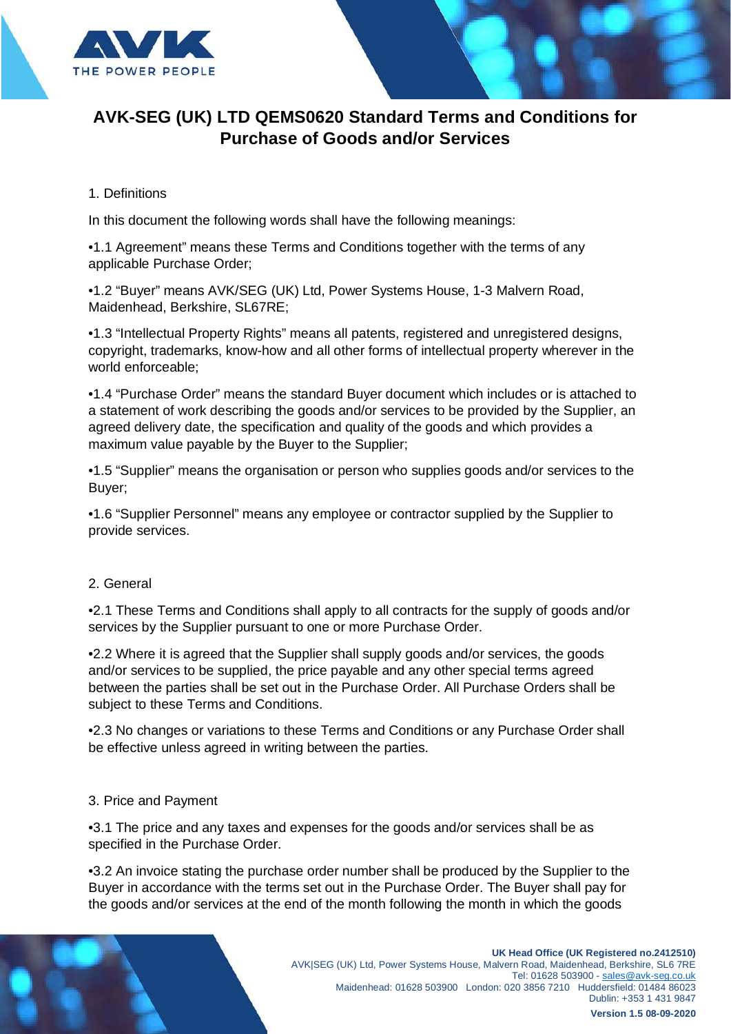# AVK-SEG (UK) LTD QEMS0620 Standard Terms and Conditions for Purchase of Goods and/or Services

1. Definitions

In this document the following words shall have the following meanings:

•1.1 Agreement" means these Terms and Conditions together with the terms of any applicable Purchase Order;

•1.2 "Buyer" means AVK/SEG (UK) Ltd, Power Systems House, 1-3 Malvern Road, Maidenhead, Berkshire, SL67RE;

•1.3 "Intellectual Property Rights" means all patents, registered and unregistered designs, copyright, trademarks, know-how and all other forms of intellectual property wherever in the world enforceable;

•1.4 "Purchase Order" means the standard Buyer document which includes or is attached to a statement of work describing the goods and/or services to be provided by the Supplier, an agreed delivery date, the specification and quality of the goods and which provides a maximum value payable by the Buyer to the Supplier;

•1.5 "Supplier" means the organisation or person who supplies goods and/or services to the Buyer;

•1.6 "Supplier Personnel" means any employee or contractor supplied by the Supplier to provide services.

2. General

•2.1 These Terms and Conditions shall apply to all contracts for the supply of goods and/or services by the Supplier pursuant to one or more Purchase Order.

•2.2 Where it is agreed that the Supplier shall supply goods and/or services, the goods and/or services to be supplied, the price payable and any other special terms agreed between the parties shall be set out in the Purchase Order. All Purchase Orders shall be subject to these Terms and Conditions.

•2.3 No changes or variations to these Terms and Conditions or any Purchase Order shall be effective unless agreed in writing between the parties.

3. Price and Payment

•3.1 The price and any taxes and expenses for the goods and/or services shall be as specified in the Purchase Order.

•3.2 An invoice stating the purchase order number shall be produced by the Supplier to the Buyer in accordance with the terms set out in the Purchase Order. The Buyer shall pay for the goods and/or services at the end of the month following the month in which the goods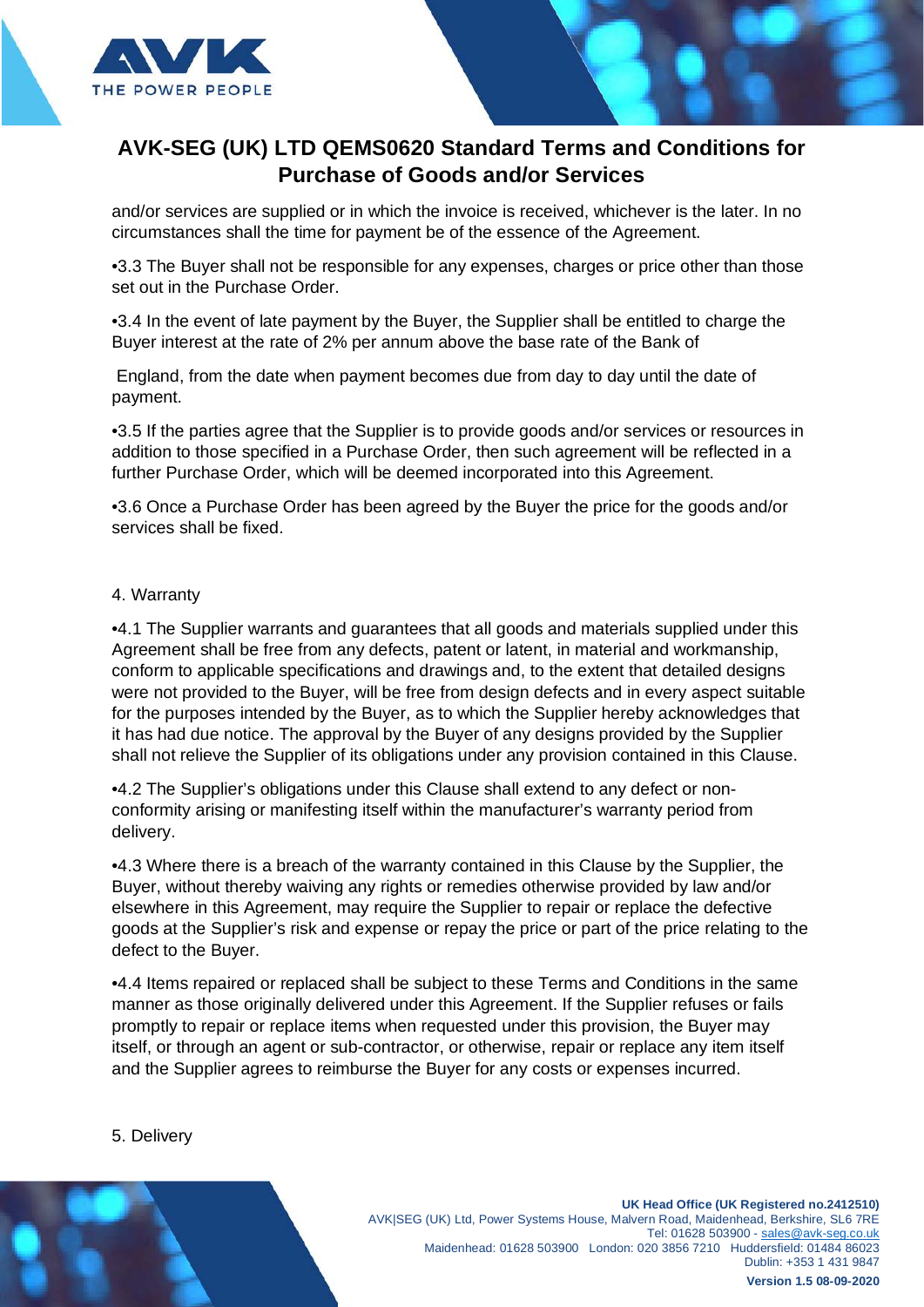and/or services are supplied or in which the invoice is received, whichever is the later. In no circumstances shall the time for payment be of the essence of the Agreement.

•3.3 The Buyer shall not be responsible for any expenses, charges or price other than those set out in the Purchase Order.

•3.4 In the event of late payment by the Buyer, the Supplier shall be entitled to charge the Buyer interest at the rate of 2% per annum above the base rate of the Bank of England, from the date when payment becomes due from day to day until the date of payment.

•3.5 If the parties agree that the Supplier is to provide goods and/or services or resources in addition to those specified in a Purchase Order, then such agreement will be reflected in a further Purchase Order, which will be deemed incorporated into this Agreement.

•3.6 Once a Purchase Order has been agreed by the Buyer the price for the goods and/or services shall be fixed.

4. Warranty

•4.1 The Supplier warrants and guarantees that all goods and materials supplied under this Agreement shall be free from any defects, patent or latent, in material and workmanship, conform to applicable specifications and drawings and, to the extent that detailed designs were not provided to the Buyer, will be free from design defects and in every aspect suitable for the purposes intended by the Buyer, as to which the Supplier hereby acknowledges that it has had due notice. The approval by the Buyer of any designs provided by the Supplier shall not relieve the Supplier of its obligations under any provision contained in this Clause.

•4.2 The Supplier's obligations under this Clause shall extend to any defect or non-conformity arising or manifesting itself within the manufacturer's warranty period from delivery.

•4.3 Where there is a breach of the warranty contained in this Clause by the Supplier, the Buyer, without thereby waiving any rights or remedies otherwise provided by law and/or elsewhere in this Agreement, may require the Supplier to repair or replace the defective goods at the Supplier's risk and expense or repay the price or part of the price relating to the defect to the Buyer.

•4.4 Items repaired or replaced shall be subject to these Terms and Conditions in the same manner as those originally delivered under this Agreement. If the Supplier refuses or fails promptly to repair or replace items when requested under this provision, the Buyer may itself, or through an agent or sub-contractor, or otherwise, repair or replace any item itself and the Supplier agrees to reimburse the Buyer for any costs or expenses incurred.

5. Delivery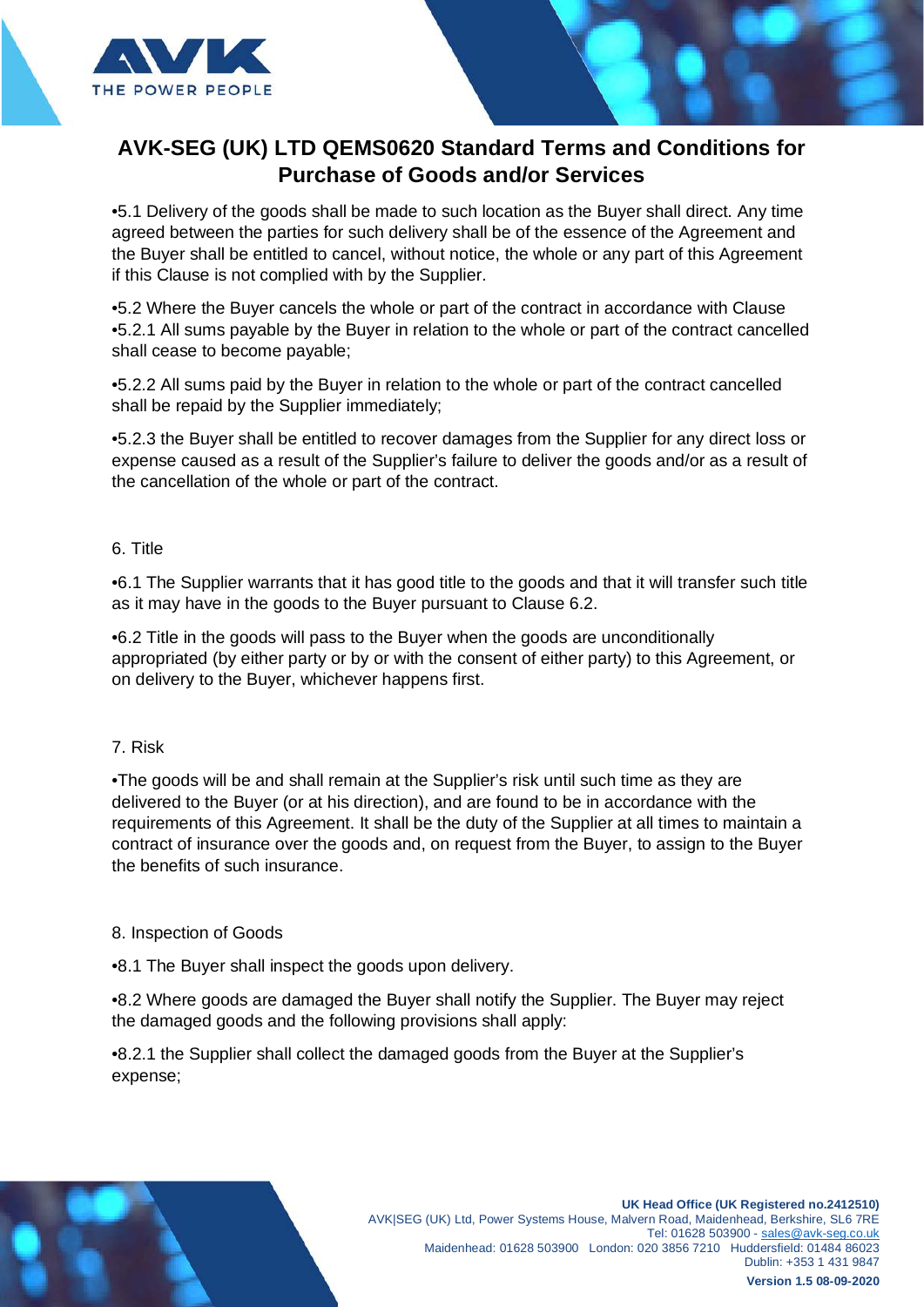# AVK-SEG (UK) LTD QEMS0620 Standard Terms and Conditions for Purchase of Goods and/or Services

•5.1 Delivery of the goods shall be made to such location as the Buyer shall direct. Any time agreed between the parties for such delivery shall be of the essence of the Agreement and the Buyer shall be entitled to cancel, without notice, the whole or any part of this Agreement if this Clause is not complied with by the Supplier.

•5.2 Where the Buyer cancels the whole or part of the contract in accordance with Clause
•5.2.1 All sums payable by the Buyer in relation to the whole or part of the contract cancelled shall cease to become payable;

•5.2.2 All sums paid by the Buyer in relation to the whole or part of the contract cancelled shall be repaid by the Supplier immediately;

•5.2.3 the Buyer shall be entitled to recover damages from the Supplier for any direct loss or expense caused as a result of the Supplier's failure to deliver the goods and/or as a result of the cancellation of the whole or part of the contract.

6. Title

•6.1 The Supplier warrants that it has good title to the goods and that it will transfer such title as it may have in the goods to the Buyer pursuant to Clause 6.2.

•6.2 Title in the goods will pass to the Buyer when the goods are unconditionally appropriated (by either party or by or with the consent of either party) to this Agreement, or on delivery to the Buyer, whichever happens first.

7. Risk

•The goods will be and shall remain at the Supplier's risk until such time as they are delivered to the Buyer (or at his direction), and are found to be in accordance with the requirements of this Agreement. It shall be the duty of the Supplier at all times to maintain a contract of insurance over the goods and, on request from the Buyer, to assign to the Buyer the benefits of such insurance.

8. Inspection of Goods

•8.1 The Buyer shall inspect the goods upon delivery.

•8.2 Where goods are damaged the Buyer shall notify the Supplier. The Buyer may reject the damaged goods and the following provisions shall apply:

•8.2.1 the Supplier shall collect the damaged goods from the Buyer at the Supplier's expense;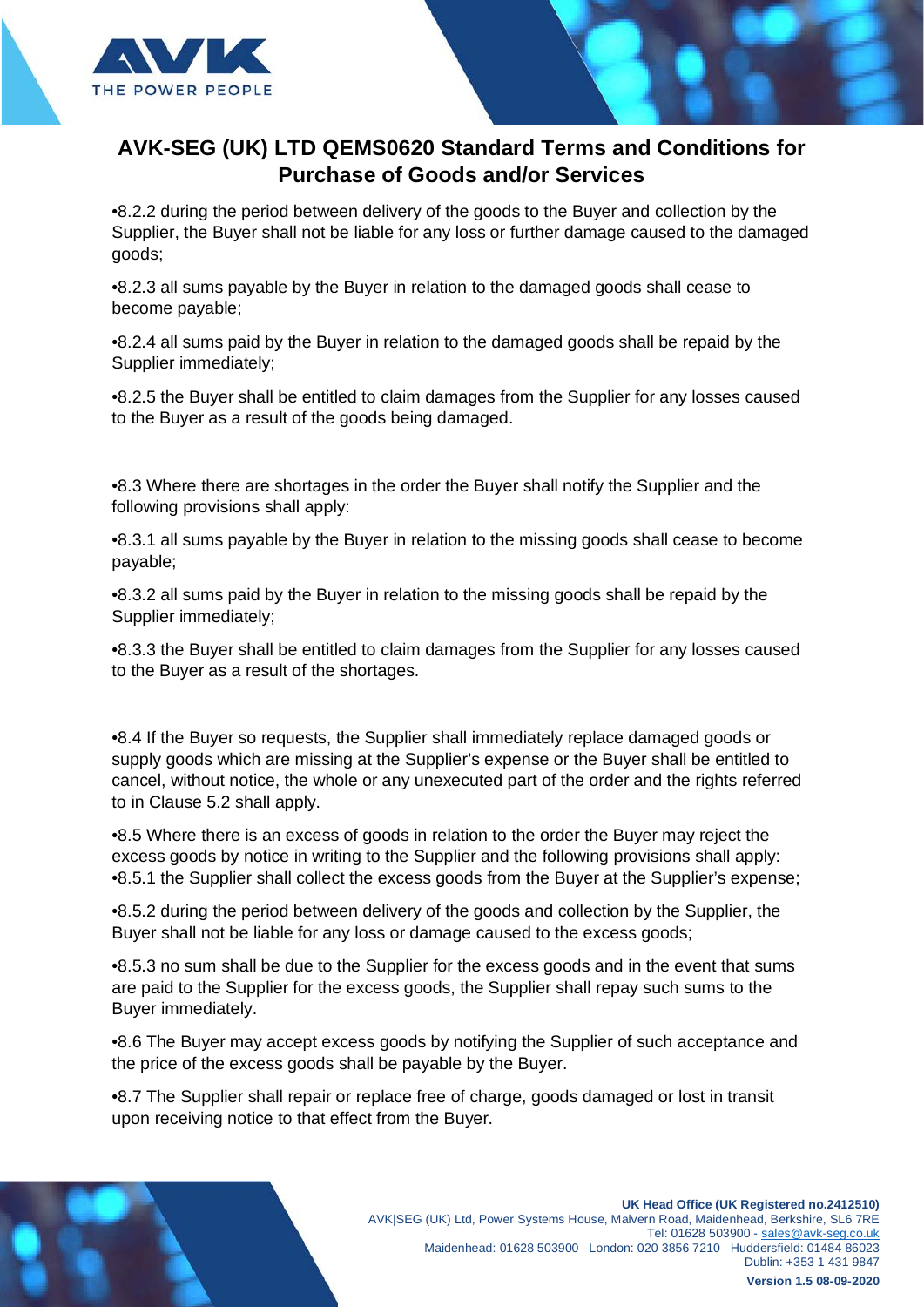•8.2.2 during the period between delivery of the goods to the Buyer and collection by the Supplier, the Buyer shall not be liable for any loss or further damage caused to the damaged goods;

•8.2.3 all sums payable by the Buyer in relation to the damaged goods shall cease to become payable;

•8.2.4 all sums paid by the Buyer in relation to the damaged goods shall be repaid by the Supplier immediately;

•8.2.5 the Buyer shall be entitled to claim damages from the Supplier for any losses caused to the Buyer as a result of the goods being damaged.

•8.3 Where there are shortages in the order the Buyer shall notify the Supplier and the following provisions shall apply:

•8.3.1 all sums payable by the Buyer in relation to the missing goods shall cease to become payable;

•8.3.2 all sums paid by the Buyer in relation to the missing goods shall be repaid by the Supplier immediately;

•8.3.3 the Buyer shall be entitled to claim damages from the Supplier for any losses caused to the Buyer as a result of the shortages.

•8.4 If the Buyer so requests, the Supplier shall immediately replace damaged goods or supply goods which are missing at the Supplier's expense or the Buyer shall be entitled to cancel, without notice, the whole or any unexecuted part of the order and the rights referred to in Clause 5.2 shall apply.

•8.5 Where there is an excess of goods in relation to the order the Buyer may reject the excess goods by notice in writing to the Supplier and the following provisions shall apply:
•8.5.1 the Supplier shall collect the excess goods from the Buyer at the Supplier's expense;

•8.5.2 during the period between delivery of the goods and collection by the Supplier, the Buyer shall not be liable for any loss or damage caused to the excess goods;

•8.5.3 no sum shall be due to the Supplier for the excess goods and in the event that sums are paid to the Supplier for the excess goods, the Supplier shall repay such sums to the Buyer immediately.

•8.6 The Buyer may accept excess goods by notifying the Supplier of such acceptance and the price of the excess goods shall be payable by the Buyer.

•8.7 The Supplier shall repair or replace free of charge, goods damaged or lost in transit upon receiving notice to that effect from the Buyer.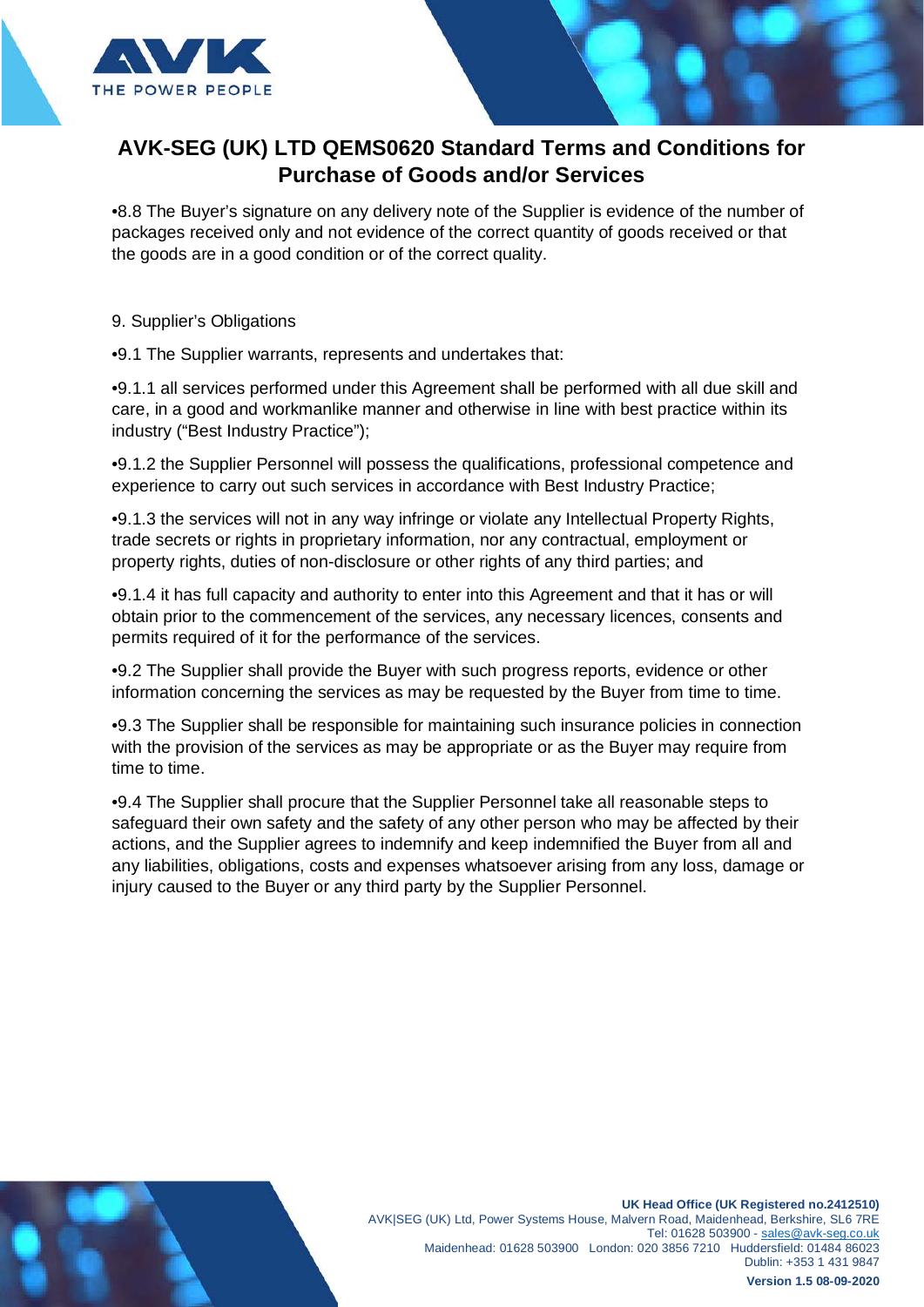•8.8 The Buyer's signature on any delivery note of the Supplier is evidence of the number of packages received only and not evidence of the correct quantity of goods received or that the goods are in a good condition or of the correct quality.

9. Supplier's Obligations

•9.1 The Supplier warrants, represents and undertakes that:

•9.1.1 all services performed under this Agreement shall be performed with all due skill and care, in a good and workmanlike manner and otherwise in line with best practice within its industry ("Best Industry Practice");

•9.1.2 the Supplier Personnel will possess the qualifications, professional competence and experience to carry out such services in accordance with Best Industry Practice;

•9.1.3 the services will not in any way infringe or violate any Intellectual Property Rights, trade secrets or rights in proprietary information, nor any contractual, employment or property rights, duties of non-disclosure or other rights of any third parties; and

•9.1.4 it has full capacity and authority to enter into this Agreement and that it has or will obtain prior to the commencement of the services, any necessary licences, consents and permits required of it for the performance of the services.

•9.2 The Supplier shall provide the Buyer with such progress reports, evidence or other information concerning the services as may be requested by the Buyer from time to time.

•9.3 The Supplier shall be responsible for maintaining such insurance policies in connection with the provision of the services as may be appropriate or as the Buyer may require from time to time.

•9.4 The Supplier shall procure that the Supplier Personnel take all reasonable steps to safeguard their own safety and the safety of any other person who may be affected by their actions, and the Supplier agrees to indemnify and keep indemnified the Buyer from all and any liabilities, obligations, costs and expenses whatsoever arising from any loss, damage or injury caused to the Buyer or any third party by the Supplier Personnel.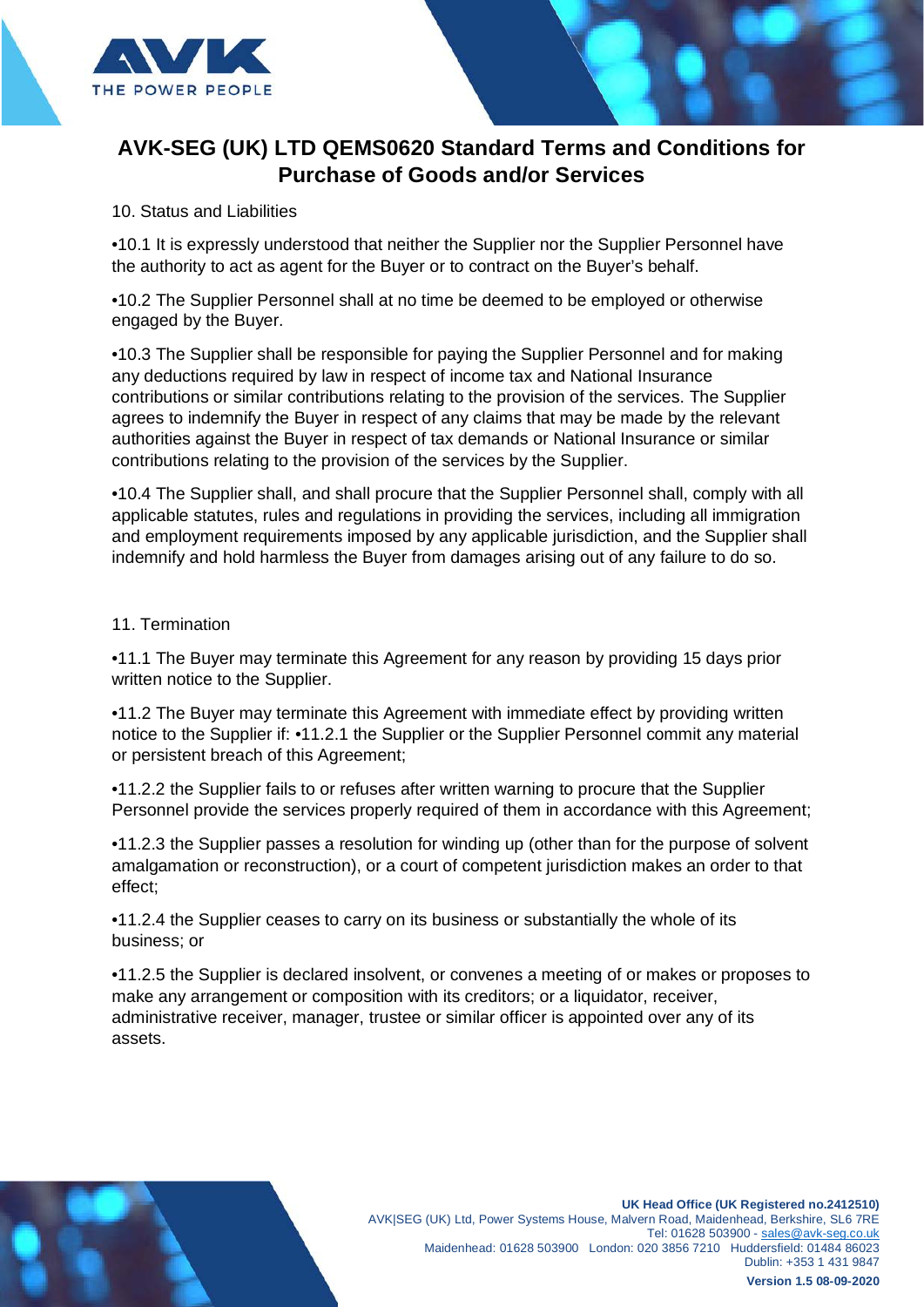# AVK-SEG (UK) LTD QEMS0620 Standard Terms and Conditions for Purchase of Goods and/or Services

10. Status and Liabilities

•10.1 It is expressly understood that neither the Supplier nor the Supplier Personnel have the authority to act as agent for the Buyer or to contract on the Buyer's behalf.

•10.2 The Supplier Personnel shall at no time be deemed to be employed or otherwise engaged by the Buyer.

•10.3 The Supplier shall be responsible for paying the Supplier Personnel and for making any deductions required by law in respect of income tax and National Insurance contributions or similar contributions relating to the provision of the services. The Supplier agrees to indemnify the Buyer in respect of any claims that may be made by the relevant authorities against the Buyer in respect of tax demands or National Insurance or similar contributions relating to the provision of the services by the Supplier.

•10.4 The Supplier shall, and shall procure that the Supplier Personnel shall, comply with all applicable statutes, rules and regulations in providing the services, including all immigration and employment requirements imposed by any applicable jurisdiction, and the Supplier shall indemnify and hold harmless the Buyer from damages arising out of any failure to do so.

11. Termination

•11.1 The Buyer may terminate this Agreement for any reason by providing 15 days prior written notice to the Supplier.

•11.2 The Buyer may terminate this Agreement with immediate effect by providing written notice to the Supplier if: •11.2.1 the Supplier or the Supplier Personnel commit any material or persistent breach of this Agreement;

•11.2.2 the Supplier fails to or refuses after written warning to procure that the Supplier Personnel provide the services properly required of them in accordance with this Agreement;

•11.2.3 the Supplier passes a resolution for winding up (other than for the purpose of solvent amalgamation or reconstruction), or a court of competent jurisdiction makes an order to that effect;

•11.2.4 the Supplier ceases to carry on its business or substantially the whole of its business; or

•11.2.5 the Supplier is declared insolvent, or convenes a meeting of or makes or proposes to make any arrangement or composition with its creditors; or a liquidator, receiver, administrative receiver, manager, trustee or similar officer is appointed over any of its assets.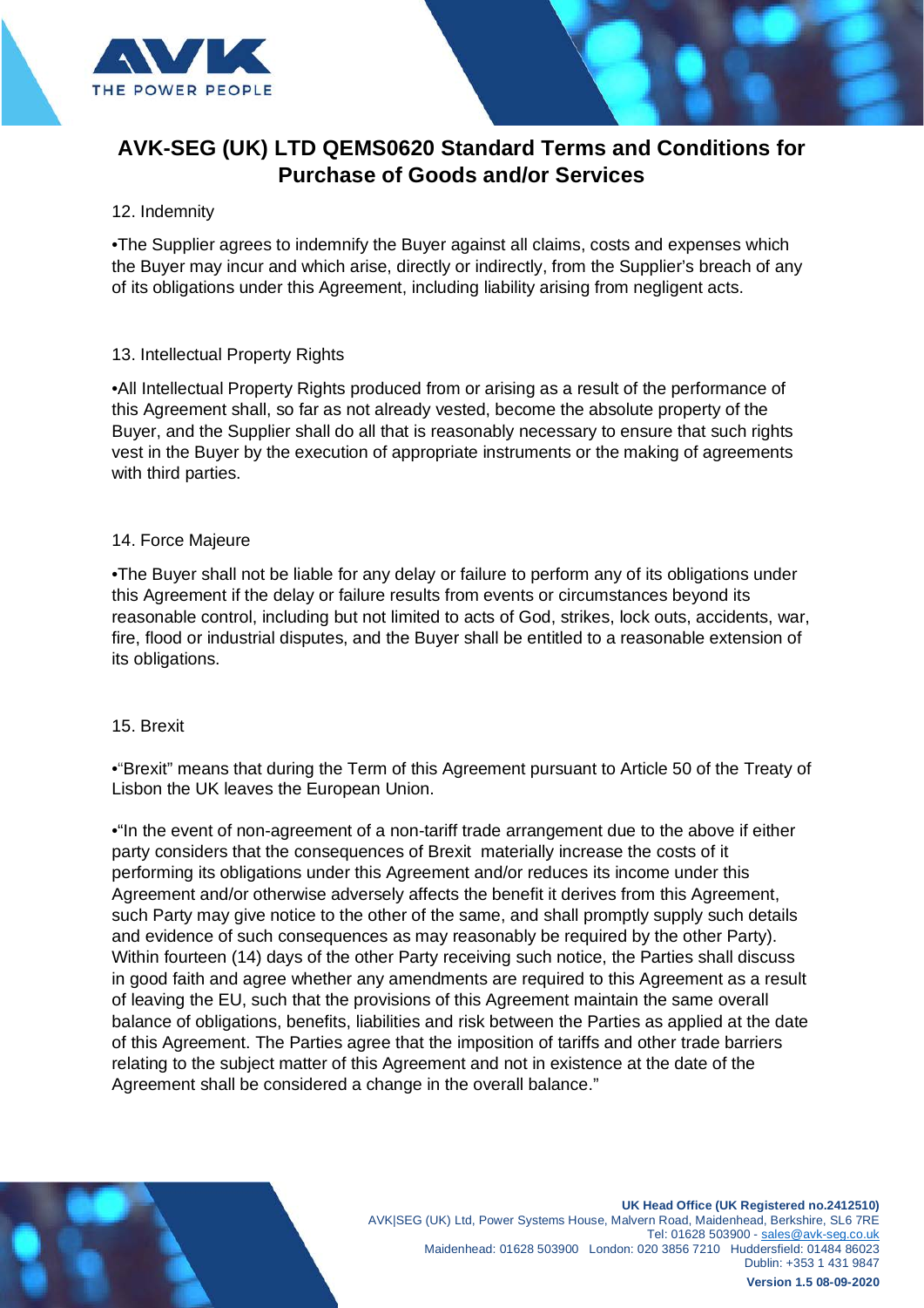## AVK-SEG (UK) LTD QEMS0620 Standard Terms and Conditions for Purchase of Goods and/or Services

12. Indemnity

•The Supplier agrees to indemnify the Buyer against all claims, costs and expenses which the Buyer may incur and which arise, directly or indirectly, from the Supplier's breach of any of its obligations under this Agreement, including liability arising from negligent acts.

13. Intellectual Property Rights

•All Intellectual Property Rights produced from or arising as a result of the performance of this Agreement shall, so far as not already vested, become the absolute property of the Buyer, and the Supplier shall do all that is reasonably necessary to ensure that such rights vest in the Buyer by the execution of appropriate instruments or the making of agreements with third parties.

14. Force Majeure

•The Buyer shall not be liable for any delay or failure to perform any of its obligations under this Agreement if the delay or failure results from events or circumstances beyond its reasonable control, including but not limited to acts of God, strikes, lock outs, accidents, war, fire, flood or industrial disputes, and the Buyer shall be entitled to a reasonable extension of its obligations.

15. Brexit

•"Brexit" means that during the Term of this Agreement pursuant to Article 50 of the Treaty of Lisbon the UK leaves the European Union.

•"In the event of non-agreement of a non-tariff trade arrangement due to the above if either party considers that the consequences of Brexit materially increase the costs of it performing its obligations under this Agreement and/or reduces its income under this Agreement and/or otherwise adversely affects the benefit it derives from this Agreement, such Party may give notice to the other of the same, and shall promptly supply such details and evidence of such consequences as may reasonably be required by the other Party). Within fourteen (14) days of the other Party receiving such notice, the Parties shall discuss in good faith and agree whether any amendments are required to this Agreement as a result of leaving the EU, such that the provisions of this Agreement maintain the same overall balance of obligations, benefits, liabilities and risk between the Parties as applied at the date of this Agreement. The Parties agree that the imposition of tariffs and other trade barriers relating to the subject matter of this Agreement and not in existence at the date of the Agreement shall be considered a change in the overall balance."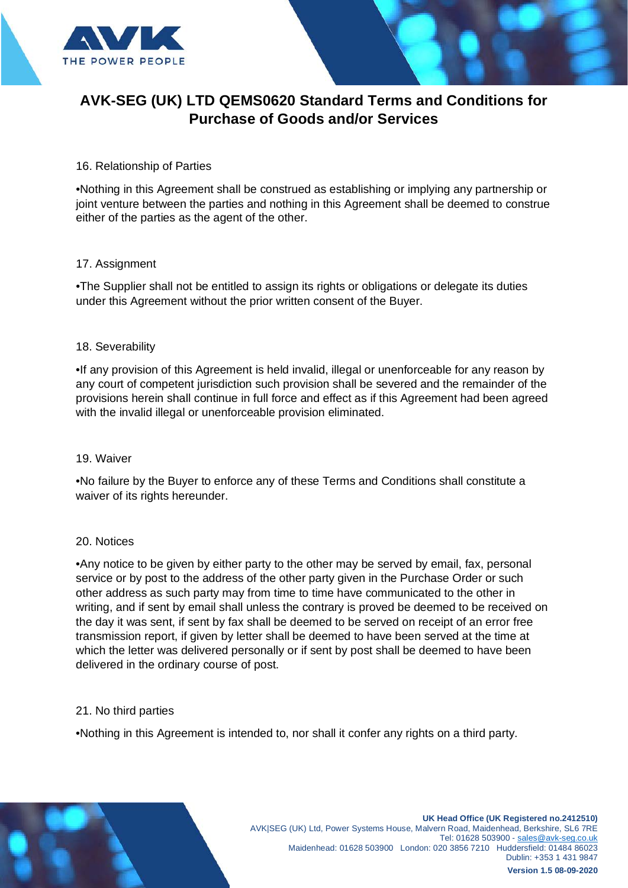## 16. Relationship of Parties

•Nothing in this Agreement shall be construed as establishing or implying any partnership or joint venture between the parties and nothing in this Agreement shall be deemed to construe either of the parties as the agent of the other.

## 17. Assignment

•The Supplier shall not be entitled to assign its rights or obligations or delegate its duties under this Agreement without the prior written consent of the Buyer.

## 18. Severability

•If any provision of this Agreement is held invalid, illegal or unenforceable for any reason by any court of competent jurisdiction such provision shall be severed and the remainder of the provisions herein shall continue in full force and effect as if this Agreement had been agreed with the invalid illegal or unenforceable provision eliminated.

## 19. Waiver

•No failure by the Buyer to enforce any of these Terms and Conditions shall constitute a waiver of its rights hereunder.

## 20. Notices

•Any notice to be given by either party to the other may be served by email, fax, personal service or by post to the address of the other party given in the Purchase Order or such other address as such party may from time to time have communicated to the other in writing, and if sent by email shall unless the contrary is proved be deemed to be received on the day it was sent, if sent by fax shall be deemed to be served on receipt of an error free transmission report, if given by letter shall be deemed to have been served at the time at which the letter was delivered personally or if sent by post shall be deemed to have been delivered in the ordinary course of post.

## 21. No third parties

•Nothing in this Agreement is intended to, nor shall it confer any rights on a third party.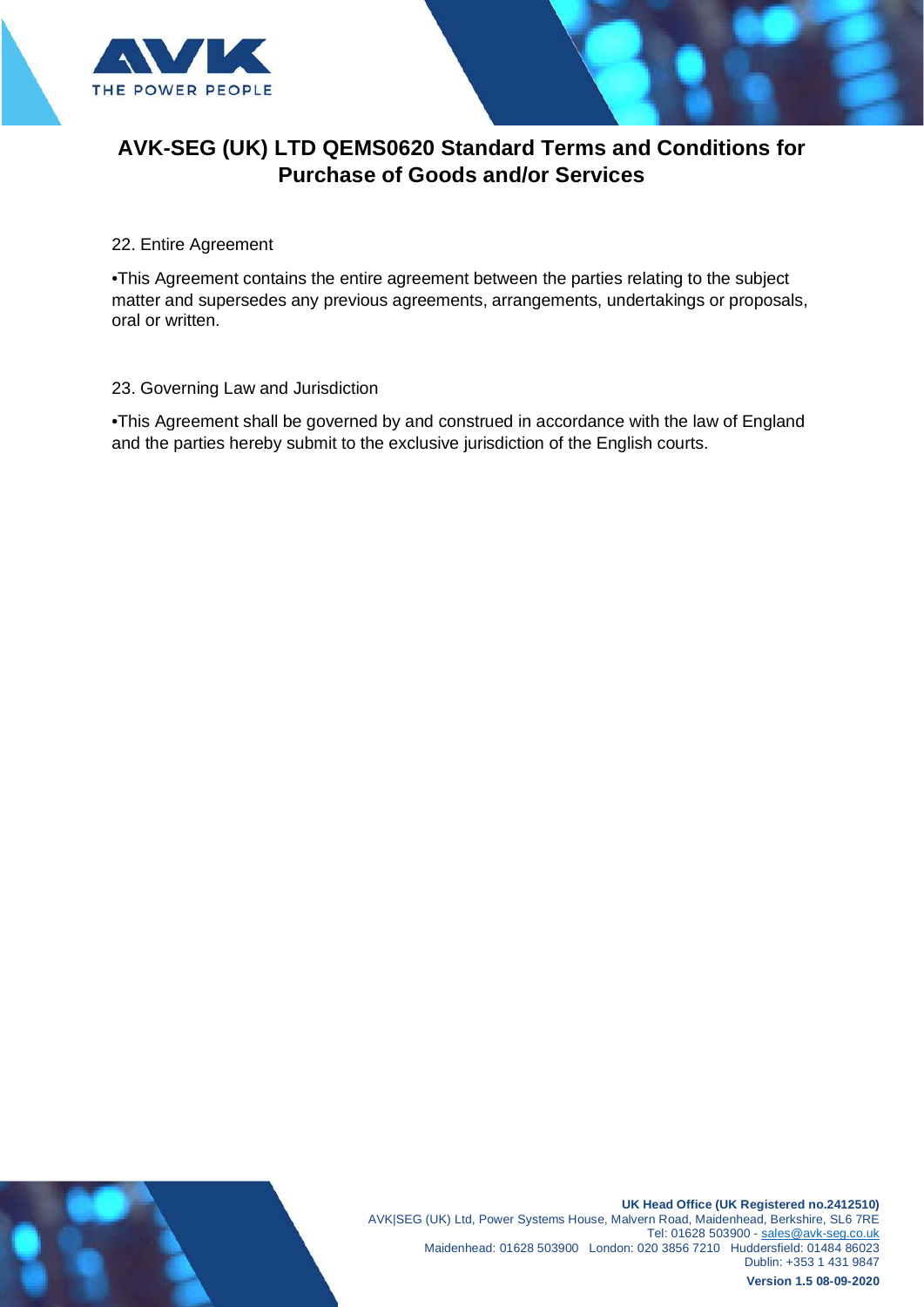# AVK-SEG (UK) LTD QEMS0620 Standard Terms and Conditions for Purchase of Goods and/or Services

22. Entire Agreement

•This Agreement contains the entire agreement between the parties relating to the subject matter and supersedes any previous agreements, arrangements, undertakings or proposals, oral or written.

23. Governing Law and Jurisdiction

•This Agreement shall be governed by and construed in accordance with the law of England and the parties hereby submit to the exclusive jurisdiction of the English courts.